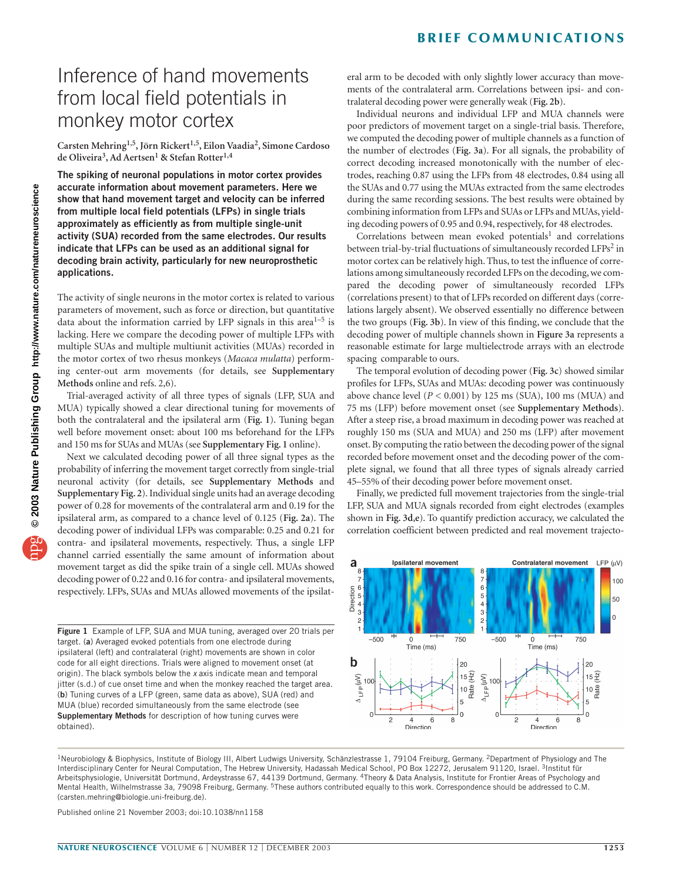# Inference of hand movements from local field potentials in monkey motor cortex

**Carsten Mehring[1,5], Jörn Rickert[1,5], Eilon Vaadia[2], Simone Cardoso de Oliveira[3], Ad Aertsen[1] & Stefan Rotter[1,4]**

**The spiking of neuronal populations in motor cortex provides accurate information about movement parameters. Here we show that hand movement target and velocity can be inferred from multiple local field potentials (LFPs) in single trials approximately as efficiently as from multiple single-unit activity (SUA) recorded from the same electrodes. Our results indicate that LFPs can be used as an additional signal for decoding brain activity, particularly for new neuroprosthetic applications.**

The activity of single neurons in the motor cortex is related to various parameters of movement, such as force or direction, but quantitative data about the information carried by LFP signals in this area[1–5] is lacking. Here we compare the decoding power of multiple LFPs with multiple SUAs and multiple multiunit activities (MUAs) recorded in the motor cortex of two rhesus monkeys (*Macaca mulatta*) performing center-out arm movements (for details, see **Supplementary Methods** online and refs. 2,6).

Trial-averaged activity of all three types of signals (LFP, SUA and MUA) typically showed a clear directional tuning for movements of both the contralateral and the ipsilateral arm (**Fig. 1**). Tuning began well before movement onset: about 100 ms beforehand for the LFPs and 150 ms for SUAs and MUAs (see **Supplementary Fig. 1** online).

Next we calculated decoding power of all three signal types as the probability of inferring the movement target correctly from single-trial neuronal activity (for details, see **Supplementary Methods** and **Supplementary Fig. 2**). Individual single units had an average decoding power of 0.28 for movements of the contralateral arm and 0.19 for the ipsilateral arm, as compared to a chance level of 0.125 (**Fig. 2a**). The decoding power of individual LFPs was comparable: 0.25 and 0.21 for contra- and ipsilateral movements, respectively. Thus, a single LFP channel carried essentially the same amount of information about movement target as did the spike train of a single cell. MUAs showed decoding power of 0.22 and 0.16 for contra- and ipsilateral movements, respectively. LFPs, SUAs and MUAs allowed movements of the ipsilateral arm to be decoded with only slightly lower accuracy than movements of the contralateral arm. Correlations between ipsi- and contralateral decoding power were generally weak (**Fig. 2b**).

Individual neurons and individual LFP and MUA channels were poor predictors of movement target on a single-trial basis. Therefore, we computed the decoding power of multiple channels as a function of the number of electrodes (**Fig. 3a**). For all signals, the probability of correct decoding increased monotonically with the number of electrodes, reaching 0.87 using the LFPs from 48 electrodes, 0.84 using all the SUAs and 0.77 using the MUAs extracted from the same electrodes during the same recording sessions. The best results were obtained by combining information from LFPs and SUAs or LFPs and MUAs, yielding decoding powers of 0.95 and 0.94, respectively, for 48 electrodes.

Correlations between mean evoked potentials[1] and correlations between trial-by-trial fluctuations of simultaneously recorded LFPs[2] in motor cortex can be relatively high. Thus, to test the influence of correlations among simultaneously recorded LFPs on the decoding, we compared the decoding power of simultaneously recorded LFPs (correlations present) to that of LFPs recorded on different days (correlations largely absent). We observed essentially no difference between the two groups (**Fig. 3b**). In view of this finding, we conclude that the decoding power of multiple channels shown in **Figure 3a** represents a reasonable estimate for large multielectrode arrays with an electrode spacing comparable to ours.

The temporal evolution of decoding power (**Fig. 3c**) showed similar profiles for LFPs, SUAs and MUAs: decoding power was continuously above chance level ($P < 0.001$) by 125 ms (SUA), 100 ms (MUA) and 75 ms (LFP) before movement onset (see **Supplementary Methods**). After a steep rise, a broad maximum in decoding power was reached at roughly 150 ms (SUA and MUA) and 250 ms (LFP) after movement onset. By computing the ratio between the decoding power of the signal recorded before movement onset and the decoding power of the complete signal, we found that all three types of signals already carried 45–55% of their decoding power before movement onset.

Finally, we predicted full movement trajectories from the single-trial LFP, SUA and MUA signals recorded from eight electrodes (examples shown in **Fig. 3d,e**). To quantify prediction accuracy, we calculated the correlation coefficient between predicted and real movement trajecto-

**Figure 1** Example of LFP, SUA and MUA tuning, averaged over 20 trials per target. (**a**) Averaged evoked potentials from one electrode during ipsilateral (left) and contralateral (right) movements are shown in color code for all eight directions. Trials were aligned to movement onset (at origin). The black symbols below the *x* axis indicate mean and temporal jitter (s.d.) of cue onset time and when the monkey reached the target area. (**b**) Tuning curves of a LFP (green, same data as above), SUA (red) and MUA (blue) recorded simultaneously from the same electrode (see **Supplementary Methods** for description of how tuning curves were obtained).

[1]Neurobiology & Biophysics, Institute of Biology III, Albert Ludwigs University, Schänzlestrasse 1, 79104 Freiburg, Germany. [2]Department of Physiology and The Interdisciplinary Center for Neural Computation, The Hebrew University, Hadassah Medical School, PO Box 12272, Jerusalem 91120, Israel. [3]Institut für Arbeitsphysiologie, Universität Dortmund, Ardeystrasse 67, 44139 Dortmund, Germany. [4]Theory & Data Analysis, Institute for Frontier Areas of Psychology and Mental Health, Wilhelmstrasse 3a, 79098 Freiburg, Germany. [5]These authors contributed equally to this work. Correspondence should be addressed to C.M. (carsten.mehring@biologie.uni-freiburg.de).

Published online 21 November 2003; doi:10.1038/nn1158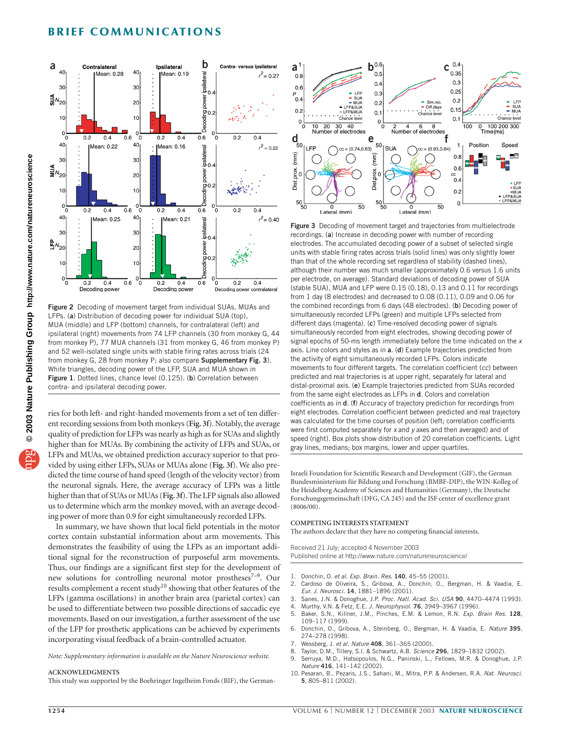Figure 2 Decoding of movement target from individual SUAs, MUAs and LFPs. (**a**) Distribution of decoding power for individual SUA (top), MUA (middle) and LFP (bottom) channels, for contralateral (left) and ipsilateral (right) movements from 74 LFP channels (30 from monkey G, 44 from monkey P), 77 MUA channels (31 from monkey G, 46 from monkey P) and 52 well-isolated single units with stable firing rates across trials (24 from monkey G, 28 from monkey P; also compare **Supplementary Fig. 3**). White triangles, decoding power of the LFP, SUA and MUA shown in **Figure 1**. Dotted lines, chance level (0.125). (**b**) Correlation between contra- and ipsilateral decoding power.

Figure 3 Decoding of movement target and trajectories from multielectrode recordings. (**a**) Increase in decoding power with number of recording electrodes. The accumulated decoding power of a subset of selected single units with stable firing rates across trials (solid lines) was only slightly lower than that of the whole recording set regardless of stability (dashed lines), although their number was much smaller (approximately 0.6 versus 1.6 units per electrode, on average). Standard deviations of decoding power of SUA (stable SUA), MUA and LFP were 0.15 (0.18), 0.13 and 0.11 for recordings from 1 day (8 electrodes) and decreased to 0.08 (0.11), 0.09 and 0.06 for the combined recordings from 6 days (48 electrodes). (**b**) Decoding power of simultaneously recorded LFPs (green) and multiple LFPs selected from different days (magenta). (**c**) Time-resolved decoding power of signals simultaneously recorded from eight electrodes, showing decoding power of signal epochs of 50-ms length immediately before the time indicated on the *x* axis. Line colors and styles as in **a**. (**d**) Example trajectories predicted from the activity of eight simultaneously recorded LFPs. Colors indicate movements to four different targets. The correlation coefficient (*cc*) between predicted and real trajectories is at upper right, separately for lateral and distal-proximal axis. (**e**) Example trajectories predicted from SUAs recorded from the same eight electrodes as LFPs in **d**. Colors and correlation coefficients as in **d**. (**f**) Accuracy of trajectory prediction for recordings from eight electrodes. Correlation coefficient between predicted and real trajectory was calculated for the time courses of position (left; correlation coefficients were first computed separately for *x* and *y* axes and then averaged) and of speed (right). Box plots show distribution of 20 correlation coefficients. Light gray lines, medians; box margins, lower and upper quartiles.

ries for both left- and right-handed movements from a set of ten different recording sessions from both monkeys (**Fig. 3f**). Notably, the average quality of prediction for LFPs was nearly as high as for SUAs and slightly higher than for MUAs. By combining the activity of LFPs and SUAs, or LFPs and MUAs, we obtained prediction accuracy superior to that provided by using either LFPs, SUAs or MUAs alone (**Fig. 3f**). We also predicted the time course of hand speed (length of the velocity vector) from the neuronal signals. Here, the average accuracy of LFPs was a little higher than that of SUAs or MUAs (**Fig. 3f**). The LFP signals also allowed us to determine which arm the monkey moved, with an average decoding power of more than 0.9 for eight simultaneously recorded LFPs.

In summary, we have shown that local field potentials in the motor cortex contain substantial information about arm movements. This demonstrates the feasibility of using the LFPs as an important additional signal for the reconstruction of purposeful arm movements. Thus, our findings are a significant first step for the development of new solutions for controlling neuronal motor prostheses[7–9]. Our results complement a recent study[10] showing that other features of the LFPs (gamma oscillations) in another brain area (parietal cortex) can be used to differentiate between two possible directions of saccadic eye movements. Based on our investigation, a further assessment of the use of the LFP for prosthetic applications can be achieved by experiments incorporating visual feedback of a brain-controlled actuator.

*Note: Supplementary information is available on the Nature Neuroscience website.*

### ACKNOWLEDGMENTS

This study was supported by the Boehringer Ingelheim Fonds (BIF), the German-Israeli Foundation for Scientific Research and Development (GIF), the German Bundesministerium für Bildung und Forschung (BMBF-DIP), the WIN-Kolleg of the Heidelberg Academy of Sciences and Humanities (Germany), the Deutsche Forschungsgemeinschaft (DFG, CA 245) and the ISF center of excellence grant (8006/00).

### COMPETING INTERESTS STATEMENT

The authors declare that they have no competing financial interests.

Received 21 July; accepted 4 November 2003
Published online at http://www.nature.com/natureneuroscience/

1. Donchin, O. *et al. Exp. Brain. Res.* **140**, 45–55 (2001).
2. Cardoso de Oliveira, S., Gribova, A., Donchin, O., Bergman, H. & Vaadia, E. *Eur. J. Neurosci.* **14**, 1881–1896 (2001).
3. Sanes, J.N. & Donoghue, J.P. *Proc. Natl. Acad. Sci. USA* **90**, 4470–4474 (1993).
4. Murthy, V.N. & Fetz, E.E. *J. Neurophysiol.* **76**, 3949–3967 (1996).
5. Baker, S.N., Killner, J.M., Pinches, E.M. & Lemon, R.N. *Exp. Brain Res.* **128**, 109–117 (1999).
6. Donchin, O., Gribova, A., Steinberg, O., Bergman, H. & Vaadia, E. *Nature* **395**, 274–278 (1998).
7. Wessberg, J. *et al. Nature* **408**, 361–365 (2000).
8. Taylor, D.M., Tillery, S.I. & Schwartz, A.B. *Science* **296**, 1829–1832 (2002).
9. Serruya, M.D., Hatsopoulos, N.G., Paninski, L., Fellows, M.R. & Donoghue, J.P. *Nature* **416**, 141–142 (2002).
10. Pesaran, B., Pezaris, J.S., Sahani, M., Mitra, P.P. & Andersen, R.A. *Nat. Neurosci.* **5**, 805–811 (2002).